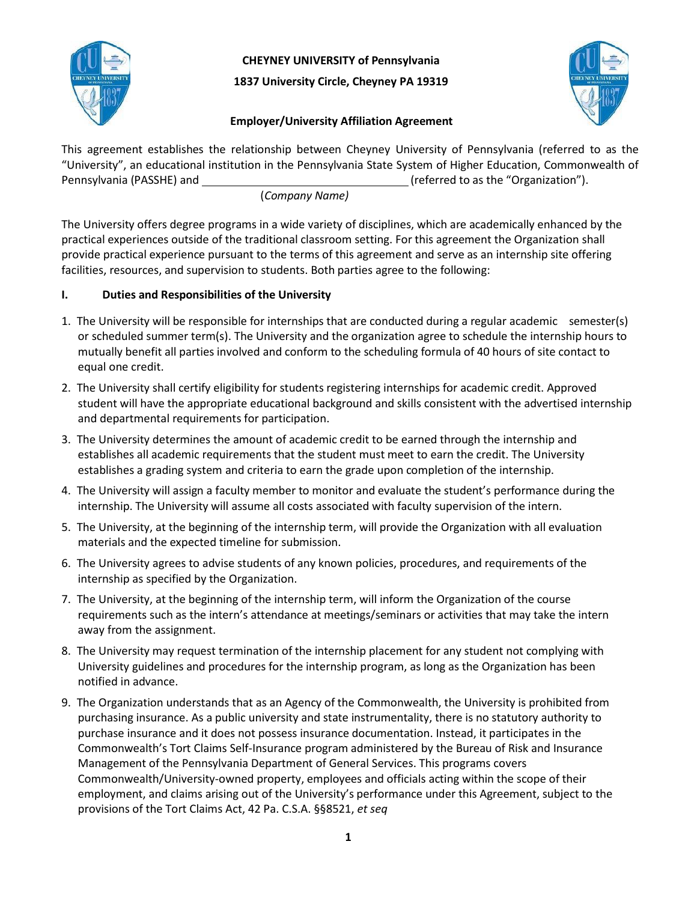**CHEYNEY UNIVERSITY of Pennsylvania**

**1837 University Circle, Cheyney PA 19319**

**Employer/University Affiliation Agreement**

This agreement establishes the relationship between Cheyney University of Pennsylvania (referred to as the "University", an educational institution in the Pennsylvania State System of Higher Education, Commonwealth of Pennsylvania (PASSHE) and ________________________________ (referred to as the "Organization").

(*Company Name)*

The University offers degree programs in a wide variety of disciplines, which are academically enhanced by the practical experiences outside of the traditional classroom setting. For this agreement the Organization shall provide practical experience pursuant to the terms of this agreement and serve as an internship site offering facilities, resources, and supervision to students. Both parties agree to the following:

## I. Duties and Responsibilities of the University

1. The University will be responsible for internships that are conducted during a regular academic semester(s) or scheduled summer term(s). The University and the organization agree to schedule the internship hours to mutually benefit all parties involved and conform to the scheduling formula of 40 hours of site contact to equal one credit.
2. The University shall certify eligibility for students registering internships for academic credit. Approved student will have the appropriate educational background and skills consistent with the advertised internship and departmental requirements for participation.
3. The University determines the amount of academic credit to be earned through the internship and establishes all academic requirements that the student must meet to earn the credit. The University establishes a grading system and criteria to earn the grade upon completion of the internship.
4. The University will assign a faculty member to monitor and evaluate the student's performance during the internship. The University will assume all costs associated with faculty supervision of the intern.
5. The University, at the beginning of the internship term, will provide the Organization with all evaluation materials and the expected timeline for submission.
6. The University agrees to advise students of any known policies, procedures, and requirements of the internship as specified by the Organization.
7. The University, at the beginning of the internship term, will inform the Organization of the course requirements such as the intern's attendance at meetings/seminars or activities that may take the intern away from the assignment.
8. The University may request termination of the internship placement for any student not complying with University guidelines and procedures for the internship program, as long as the Organization has been notified in advance.
9. The Organization understands that as an Agency of the Commonwealth, the University is prohibited from purchasing insurance. As a public university and state instrumentality, there is no statutory authority to purchase insurance and it does not possess insurance documentation. Instead, it participates in the Commonwealth's Tort Claims Self-Insurance program administered by the Bureau of Risk and Insurance Management of the Pennsylvania Department of General Services. This programs covers Commonwealth/University-owned property, employees and officials acting within the scope of their employment, and claims arising out of the University's performance under this Agreement, subject to the provisions of the Tort Claims Act, 42 Pa. C.S.A. §§8521, *et seq*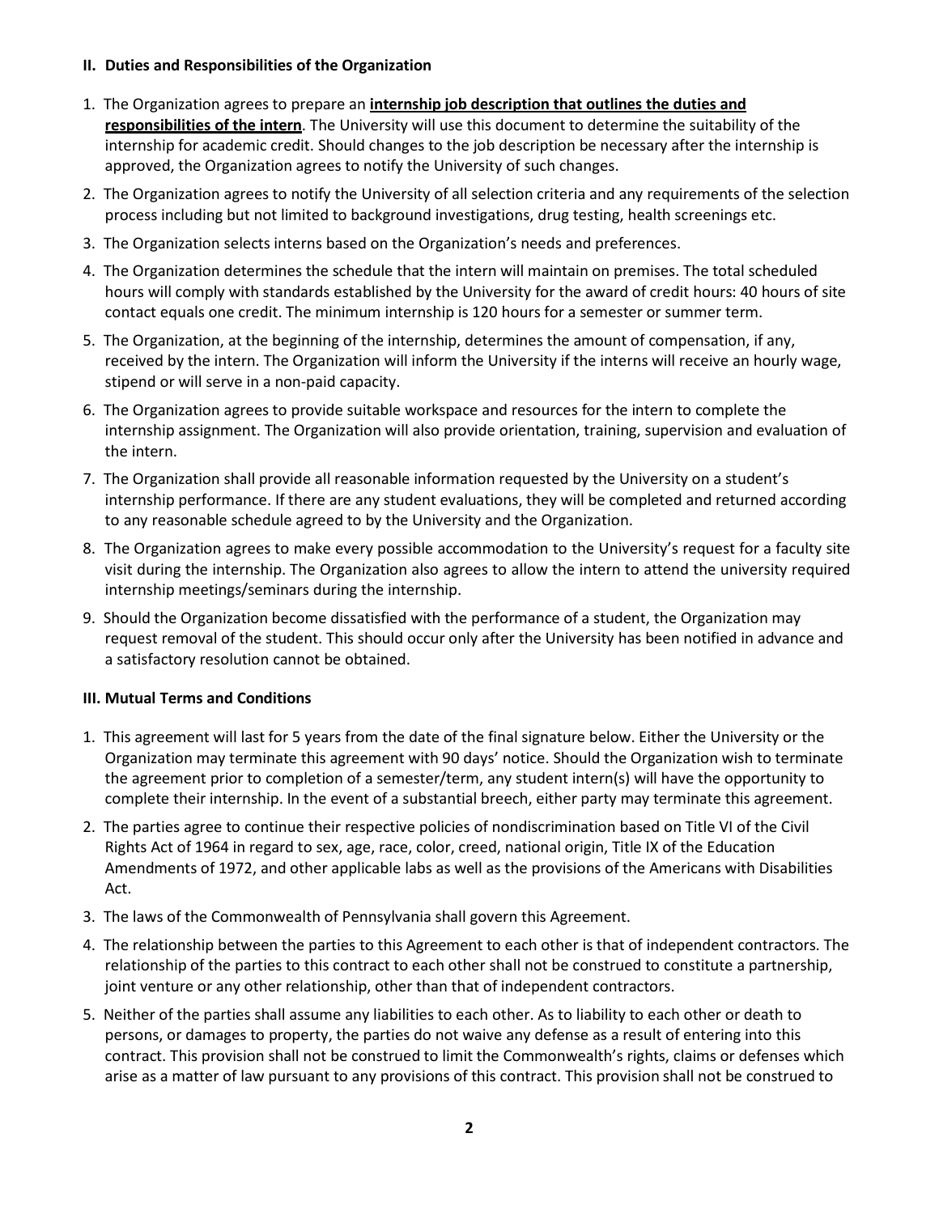### II. Duties and Responsibilities of the Organization

1. The Organization agrees to prepare an **internship job description that outlines the duties and responsibilities of the intern**. The University will use this document to determine the suitability of the internship for academic credit. Should changes to the job description be necessary after the internship is approved, the Organization agrees to notify the University of such changes.
2. The Organization agrees to notify the University of all selection criteria and any requirements of the selection process including but not limited to background investigations, drug testing, health screenings etc.
3. The Organization selects interns based on the Organization's needs and preferences.
4. The Organization determines the schedule that the intern will maintain on premises. The total scheduled hours will comply with standards established by the University for the award of credit hours: 40 hours of site contact equals one credit. The minimum internship is 120 hours for a semester or summer term.
5. The Organization, at the beginning of the internship, determines the amount of compensation, if any, received by the intern. The Organization will inform the University if the interns will receive an hourly wage, stipend or will serve in a non-paid capacity.
6. The Organization agrees to provide suitable workspace and resources for the intern to complete the internship assignment. The Organization will also provide orientation, training, supervision and evaluation of the intern.
7. The Organization shall provide all reasonable information requested by the University on a student's internship performance. If there are any student evaluations, they will be completed and returned according to any reasonable schedule agreed to by the University and the Organization.
8. The Organization agrees to make every possible accommodation to the University's request for a faculty site visit during the internship. The Organization also agrees to allow the intern to attend the university required internship meetings/seminars during the internship.
9. Should the Organization become dissatisfied with the performance of a student, the Organization may request removal of the student. This should occur only after the University has been notified in advance and a satisfactory resolution cannot be obtained.

### III. Mutual Terms and Conditions

1. This agreement will last for 5 years from the date of the final signature below. Either the University or the Organization may terminate this agreement with 90 days' notice. Should the Organization wish to terminate the agreement prior to completion of a semester/term, any student intern(s) will have the opportunity to complete their internship. In the event of a substantial breech, either party may terminate this agreement.
2. The parties agree to continue their respective policies of nondiscrimination based on Title VI of the Civil Rights Act of 1964 in regard to sex, age, race, color, creed, national origin, Title IX of the Education Amendments of 1972, and other applicable labs as well as the provisions of the Americans with Disabilities Act.
3. The laws of the Commonwealth of Pennsylvania shall govern this Agreement.
4. The relationship between the parties to this Agreement to each other is that of independent contractors. The relationship of the parties to this contract to each other shall not be construed to constitute a partnership, joint venture or any other relationship, other than that of independent contractors.
5. Neither of the parties shall assume any liabilities to each other. As to liability to each other or death to persons, or damages to property, the parties do not waive any defense as a result of entering into this contract. This provision shall not be construed to limit the Commonwealth's rights, claims or defenses which arise as a matter of law pursuant to any provisions of this contract. This provision shall not be construed to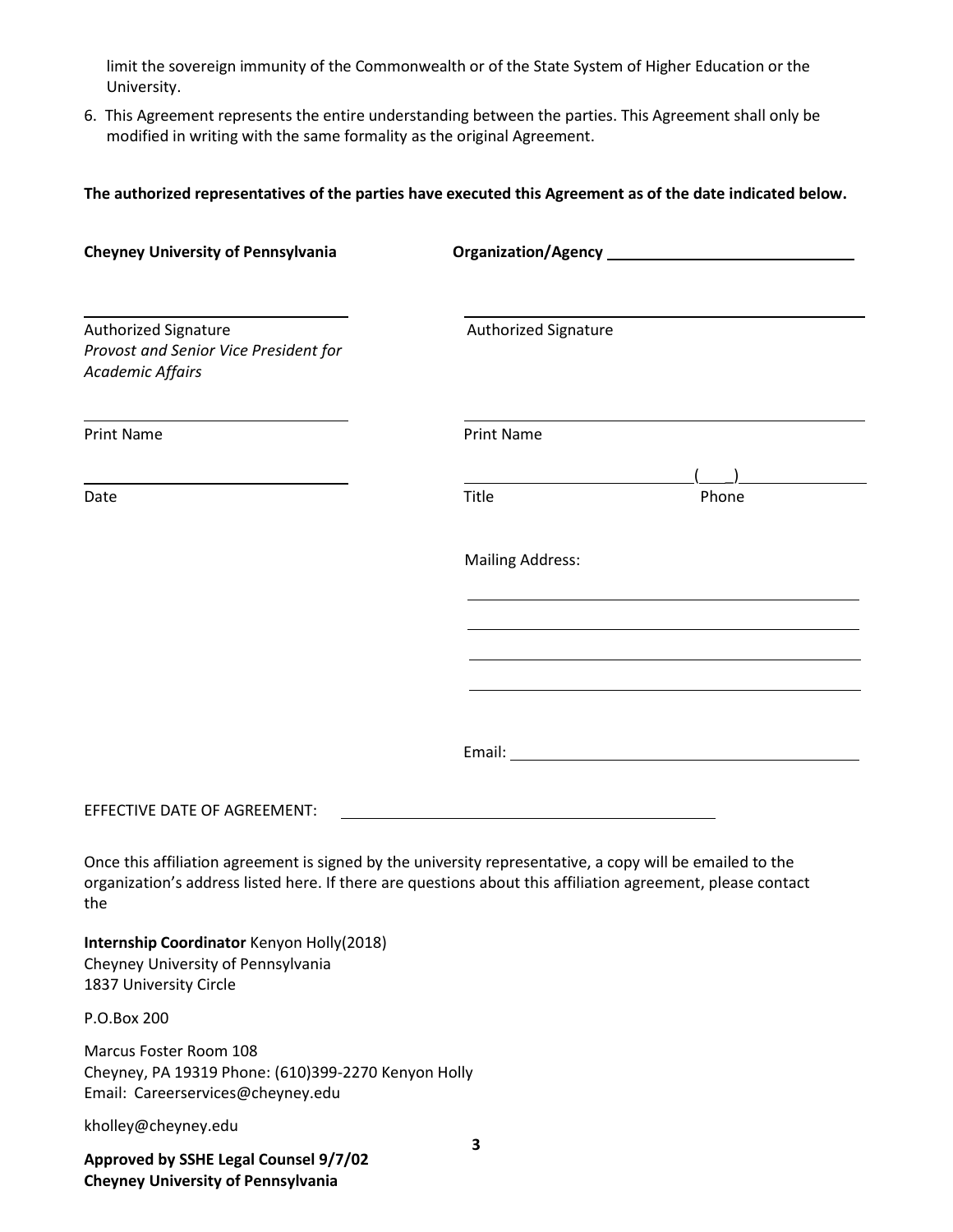limit the sovereign immunity of the Commonwealth or of the State System of Higher Education or the University.

6. This Agreement represents the entire understanding between the parties. This Agreement shall only be modified in writing with the same formality as the original Agreement.

**The authorized representatives of the parties have executed this Agreement as of the date indicated below.**

**Cheyney University of Pennsylvania**

______________________________
Authorized Signature
*Provost and Senior Vice President for Academic Affairs*

______________________________
Print Name

______________________________
Date

**Organization/Agency** ______________________________

______________________________
Authorized Signature

______________________________
Print Name

______________________________ (____)______________
Title Phone

Mailing Address:

______________________________

______________________________

______________________________

______________________________

Email: ______________________________

EFFECTIVE DATE OF AGREEMENT: ______________________________

Once this affiliation agreement is signed by the university representative, a copy will be emailed to the organization's address listed here. If there are questions about this affiliation agreement, please contact the

**Internship Coordinator** Kenyon Holly(2018)
Cheyney University of Pennsylvania
1837 University Circle

P.O.Box 200

Marcus Foster Room 108
Cheyney, PA 19319 Phone: (610)399-2270 Kenyon Holly
Email: Careerservices@cheyney.edu

kholley@cheyney.edu

**Approved by SSHE Legal Counsel 9/7/02**
**Cheyney University of Pennsylvania**